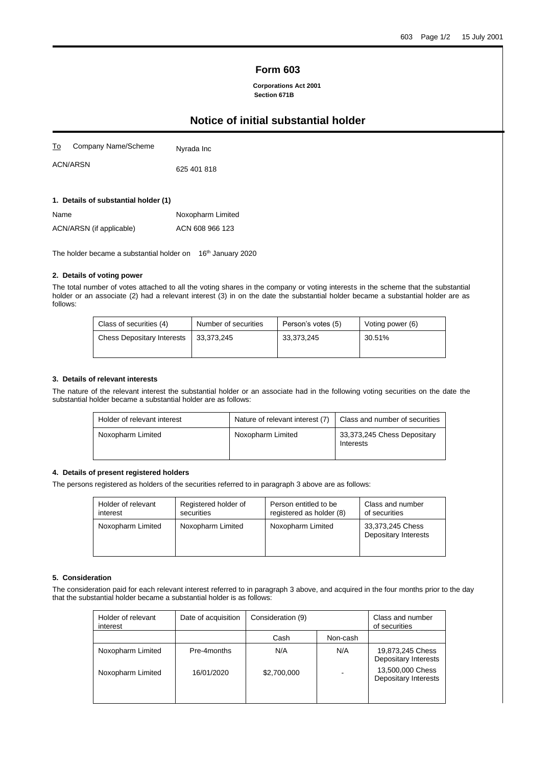# Form 603

**Corporations Act 2001**
**Section 671B**

## Notice of initial substantial holder

To Company Name/Scheme Nyrada Inc

ACN/ARSN 625 401 818

### 1. Details of substantial holder (1)

Name Noxopharm Limited

ACN/ARSN (if applicable) ACN 608 966 123

The holder became a substantial holder on 16th January 2020

### 2. Details of voting power

The total number of votes attached to all the voting shares in the company or voting interests in the scheme that the substantial holder or an associate (2) had a relevant interest (3) in on the date the substantial holder became a substantial holder are as follows:

| Class of securities (4) | Number of securities | Person's votes (5) | Voting power (6) |
|---|---|---|---|
| Chess Depositary Interests | 33,373,245 | 33,373,245 | 30.51% |

### 3. Details of relevant interests

The nature of the relevant interest the substantial holder or an associate had in the following voting securities on the date the substantial holder became a substantial holder are as follows:

| Holder of relevant interest | Nature of relevant interest (7) | Class and number of securities |
|---|---|---|
| Noxopharm Limited | Noxopharm Limited | 33,373,245 Chess Depositary Interests |

### 4. Details of present registered holders

The persons registered as holders of the securities referred to in paragraph 3 above are as follows:

| Holder of relevant interest | Registered holder of securities | Person entitled to be registered as holder (8) | Class and number of securities |
|---|---|---|---|
| Noxopharm Limited | Noxopharm Limited | Noxopharm Limited | 33,373,245 Chess Depositary Interests |

### 5. Consideration

The consideration paid for each relevant interest referred to in paragraph 3 above, and acquired in the four months prior to the day that the substantial holder became a substantial holder is as follows:

| Holder of relevant interest | Date of acquisition | Consideration (9) | | Class and number of securities |
|---|---|---|---|---|
| | | Cash | Non-cash | |
| Noxopharm Limited | Pre-4months | N/A | N/A | 19,873,245 Chess Depositary Interests |
| Noxopharm Limited | 16/01/2020 | $2,700,000 | - | 13,500,000 Chess Depositary Interests |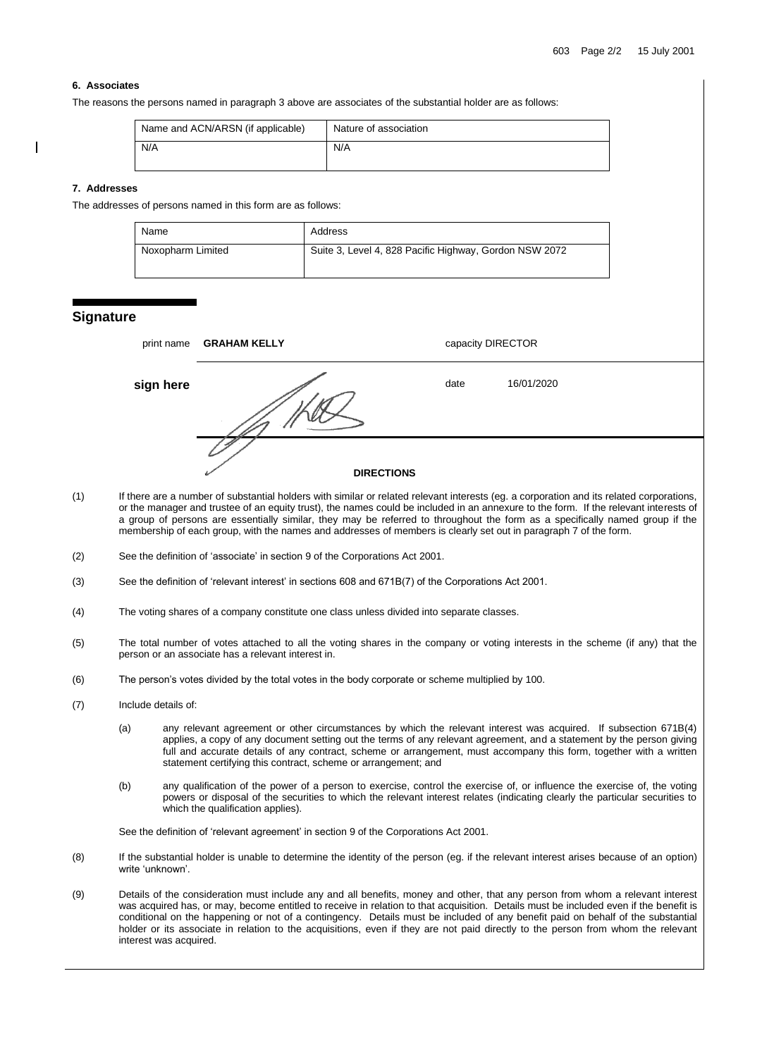**6. Associates**

The reasons the persons named in paragraph 3 above are associates of the substantial holder are as follows:

| Name and ACN/ARSN (if applicable) | Nature of association |
|---|---|
| N/A | N/A |

**7. Addresses**

The addresses of persons named in this form are as follows:

| Name | Address |
|---|---|
| Noxopharm Limited | Suite 3, Level 4, 828 Pacific Highway, Gordon NSW 2072 |

## Signature

print name **GRAHAM KELLY** capacity DIRECTOR

**sign here** date 16/01/2020

**DIRECTIONS**

(1) If there are a number of substantial holders with similar or related relevant interests (eg. a corporation and its related corporations, or the manager and trustee of an equity trust), the names could be included in an annexure to the form. If the relevant interests of a group of persons are essentially similar, they may be referred to throughout the form as a specifically named group if the membership of each group, with the names and addresses of members is clearly set out in paragraph 7 of the form.

(2) See the definition of 'associate' in section 9 of the Corporations Act 2001.

(3) See the definition of 'relevant interest' in sections 608 and 671B(7) of the Corporations Act 2001.

(4) The voting shares of a company constitute one class unless divided into separate classes.

(5) The total number of votes attached to all the voting shares in the company or voting interests in the scheme (if any) that the person or an associate has a relevant interest in.

(6) The person's votes divided by the total votes in the body corporate or scheme multiplied by 100.

(7) Include details of:

(a) any relevant agreement or other circumstances by which the relevant interest was acquired. If subsection 671B(4) applies, a copy of any document setting out the terms of any relevant agreement, and a statement by the person giving full and accurate details of any contract, scheme or arrangement, must accompany this form, together with a written statement certifying this contract, scheme or arrangement; and

(b) any qualification of the power of a person to exercise, control the exercise of, or influence the exercise of, the voting powers or disposal of the securities to which the relevant interest relates (indicating clearly the particular securities to which the qualification applies).

See the definition of 'relevant agreement' in section 9 of the Corporations Act 2001.

(8) If the substantial holder is unable to determine the identity of the person (eg. if the relevant interest arises because of an option) write 'unknown'.

(9) Details of the consideration must include any and all benefits, money and other, that any person from whom a relevant interest was acquired has, or may, become entitled to receive in relation to that acquisition. Details must be included even if the benefit is conditional on the happening or not of a contingency. Details must be included of any benefit paid on behalf of the substantial holder or its associate in relation to the acquisitions, even if they are not paid directly to the person from whom the relevant interest was acquired.